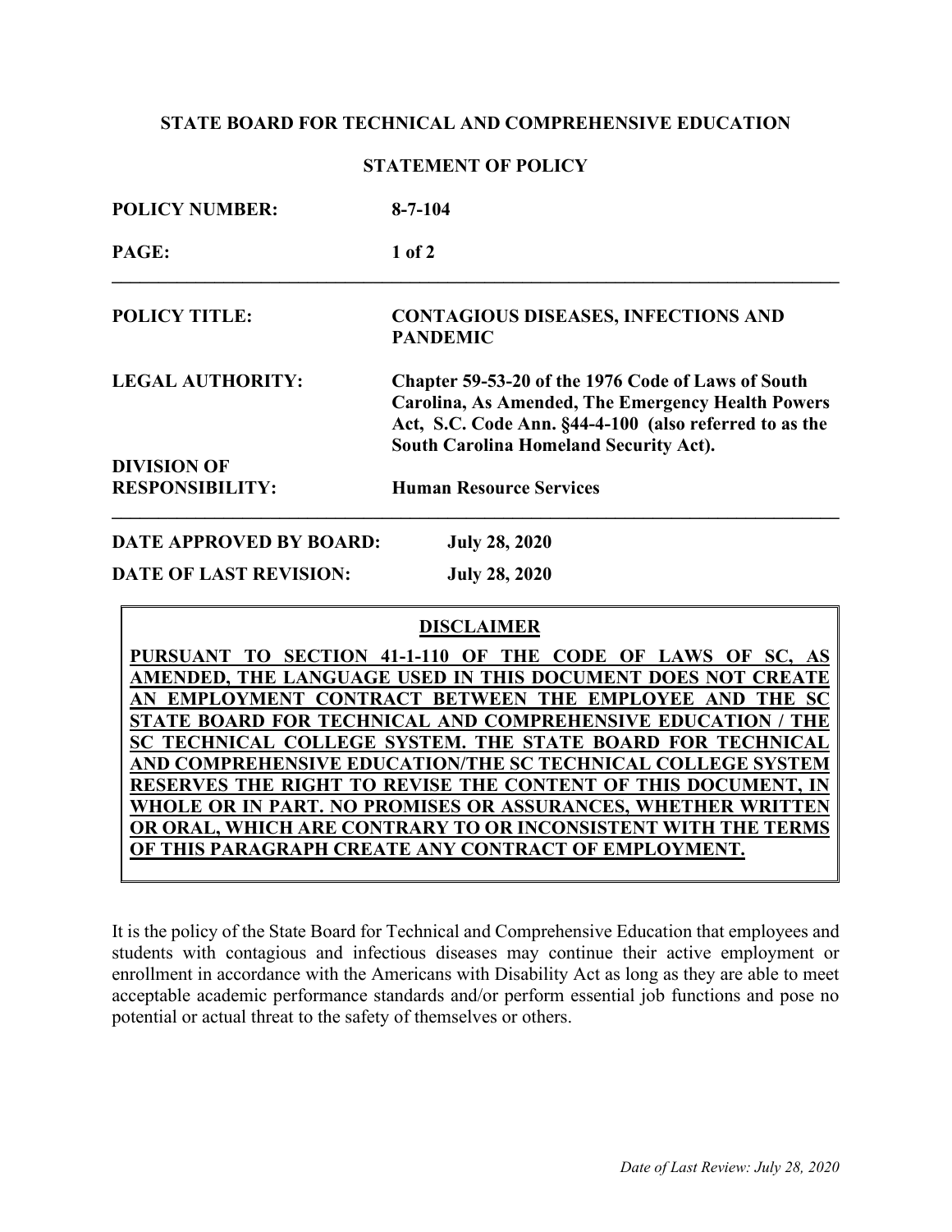**STATE BOARD FOR TECHNICAL AND COMPREHENSIVE EDUCATION**

**STATEMENT OF POLICY**

| | |
|---|---|
| **POLICY NUMBER:** | **8-7-104** |
| **PAGE:** | **1 of 2** |

| | |
|---|---|
| **POLICY TITLE:** | **CONTAGIOUS DISEASES, INFECTIONS AND PANDEMIC** |
| **LEGAL AUTHORITY:** | **Chapter 59-53-20 of the 1976 Code of Laws of South Carolina, As Amended, The Emergency Health Powers Act, S.C. Code Ann. §44-4-100 (also referred to as the South Carolina Homeland Security Act).** |
| **DIVISION OF RESPONSIBILITY:** | **Human Resource Services** |

| | |
|---|---|
| **DATE APPROVED BY BOARD:** | **July 28, 2020** |
| **DATE OF LAST REVISION:** | **July 28, 2020** |

**DISCLAIMER**

**PURSUANT TO SECTION 41-1-110 OF THE CODE OF LAWS OF SC, AS AMENDED, THE LANGUAGE USED IN THIS DOCUMENT DOES NOT CREATE AN EMPLOYMENT CONTRACT BETWEEN THE EMPLOYEE AND THE SC STATE BOARD FOR TECHNICAL AND COMPREHENSIVE EDUCATION / THE SC TECHNICAL COLLEGE SYSTEM. THE STATE BOARD FOR TECHNICAL AND COMPREHENSIVE EDUCATION/THE SC TECHNICAL COLLEGE SYSTEM RESERVES THE RIGHT TO REVISE THE CONTENT OF THIS DOCUMENT, IN WHOLE OR IN PART. NO PROMISES OR ASSURANCES, WHETHER WRITTEN OR ORAL, WHICH ARE CONTRARY TO OR INCONSISTENT WITH THE TERMS OF THIS PARAGRAPH CREATE ANY CONTRACT OF EMPLOYMENT.**

It is the policy of the State Board for Technical and Comprehensive Education that employees and students with contagious and infectious diseases may continue their active employment or enrollment in accordance with the Americans with Disability Act as long as they are able to meet acceptable academic performance standards and/or perform essential job functions and pose no potential or actual threat to the safety of themselves or others.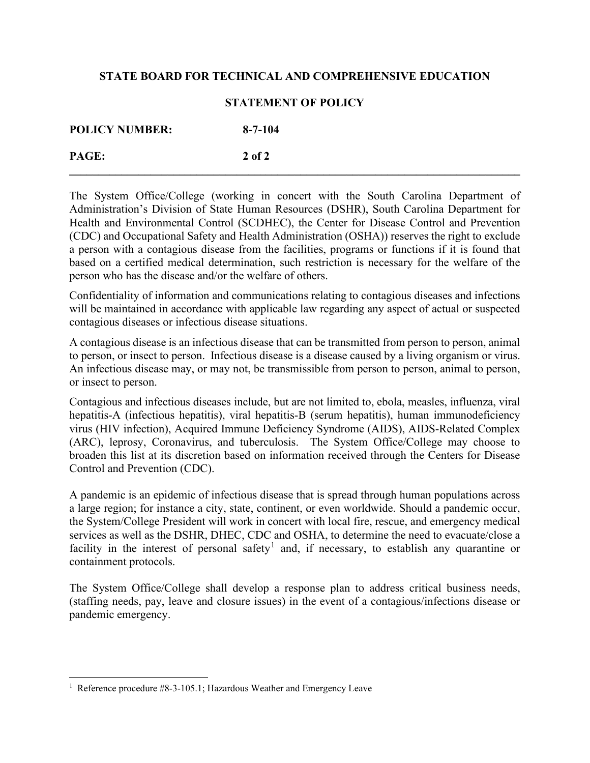The System Office/College (working in concert with the South Carolina Department of Administration's Division of State Human Resources (DSHR), South Carolina Department for Health and Environmental Control (SCDHEC), the Center for Disease Control and Prevention (CDC) and Occupational Safety and Health Administration (OSHA)) reserves the right to exclude a person with a contagious disease from the facilities, programs or functions if it is found that based on a certified medical determination, such restriction is necessary for the welfare of the person who has the disease and/or the welfare of others.

Confidentiality of information and communications relating to contagious diseases and infections will be maintained in accordance with applicable law regarding any aspect of actual or suspected contagious diseases or infectious disease situations.

A contagious disease is an infectious disease that can be transmitted from person to person, animal to person, or insect to person. Infectious disease is a disease caused by a living organism or virus. An infectious disease may, or may not, be transmissible from person to person, animal to person, or insect to person.

Contagious and infectious diseases include, but are not limited to, ebola, measles, influenza, viral hepatitis-A (infectious hepatitis), viral hepatitis-B (serum hepatitis), human immunodeficiency virus (HIV infection), Acquired Immune Deficiency Syndrome (AIDS), AIDS-Related Complex (ARC), leprosy, Coronavirus, and tuberculosis. The System Office/College may choose to broaden this list at its discretion based on information received through the Centers for Disease Control and Prevention (CDC).

A pandemic is an epidemic of infectious disease that is spread through human populations across a large region; for instance a city, state, continent, or even worldwide. Should a pandemic occur, the System/College President will work in concert with local fire, rescue, and emergency medical services as well as the DSHR, DHEC, CDC and OSHA, to determine the need to evacuate/close a facility in the interest of personal safety[1] and, if necessary, to establish any quarantine or containment protocols.

The System Office/College shall develop a response plan to address critical business needs, (staffing needs, pay, leave and closure issues) in the event of a contagious/infections disease or pandemic emergency.

[1] Reference procedure #8-3-105.1; Hazardous Weather and Emergency Leave